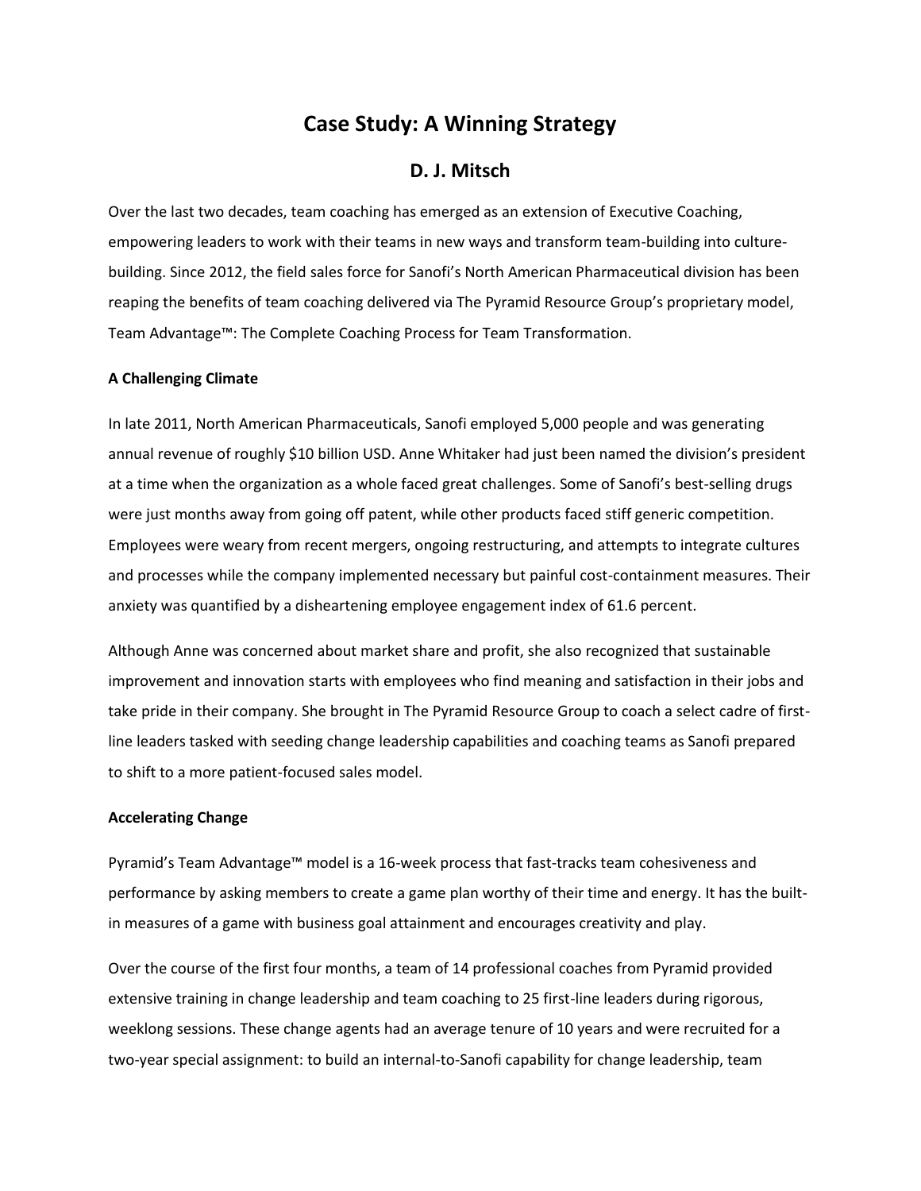# Case Study: A Winning Strategy

## D. J. Mitsch

Over the last two decades, team coaching has emerged as an extension of Executive Coaching, empowering leaders to work with their teams in new ways and transform team-building into culture-building. Since 2012, the field sales force for Sanofi's North American Pharmaceutical division has been reaping the benefits of team coaching delivered via The Pyramid Resource Group's proprietary model, Team Advantage™: The Complete Coaching Process for Team Transformation.

**A Challenging Climate**

In late 2011, North American Pharmaceuticals, Sanofi employed 5,000 people and was generating annual revenue of roughly $10 billion USD. Anne Whitaker had just been named the division's president at a time when the organization as a whole faced great challenges. Some of Sanofi's best-selling drugs were just months away from going off patent, while other products faced stiff generic competition. Employees were weary from recent mergers, ongoing restructuring, and attempts to integrate cultures and processes while the company implemented necessary but painful cost-containment measures. Their anxiety was quantified by a disheartening employee engagement index of 61.6 percent.

Although Anne was concerned about market share and profit, she also recognized that sustainable improvement and innovation starts with employees who find meaning and satisfaction in their jobs and take pride in their company. She brought in The Pyramid Resource Group to coach a select cadre of first-line leaders tasked with seeding change leadership capabilities and coaching teams as Sanofi prepared to shift to a more patient-focused sales model.

**Accelerating Change**

Pyramid's Team Advantage™ model is a 16-week process that fast-tracks team cohesiveness and performance by asking members to create a game plan worthy of their time and energy. It has the built-in measures of a game with business goal attainment and encourages creativity and play.

Over the course of the first four months, a team of 14 professional coaches from Pyramid provided extensive training in change leadership and team coaching to 25 first-line leaders during rigorous, weeklong sessions. These change agents had an average tenure of 10 years and were recruited for a two-year special assignment: to build an internal-to-Sanofi capability for change leadership, team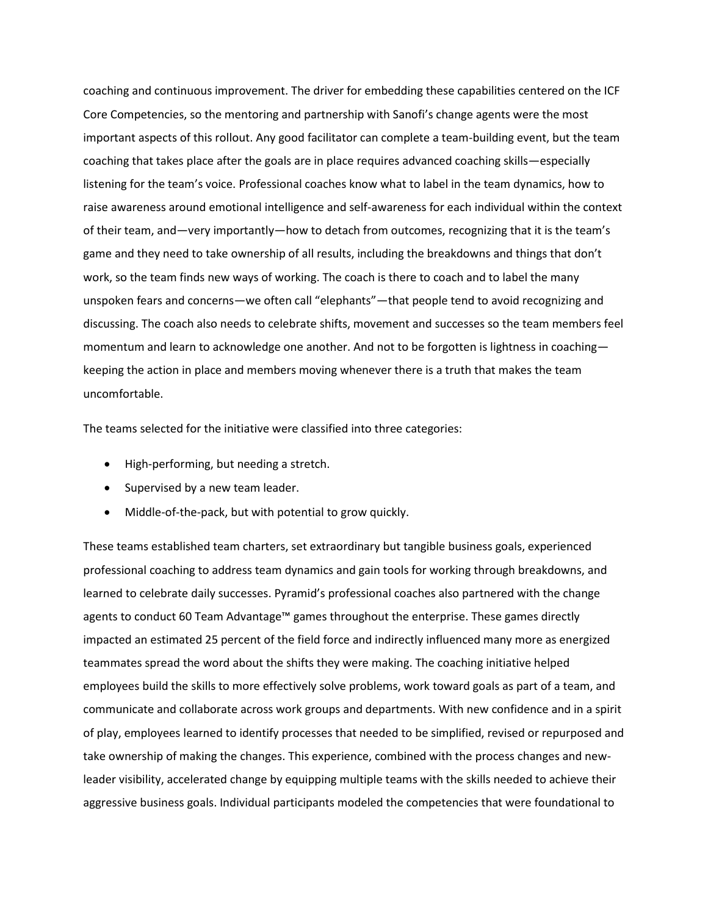coaching and continuous improvement. The driver for embedding these capabilities centered on the ICF Core Competencies, so the mentoring and partnership with Sanofi's change agents were the most important aspects of this rollout. Any good facilitator can complete a team-building event, but the team coaching that takes place after the goals are in place requires advanced coaching skills—especially listening for the team's voice. Professional coaches know what to label in the team dynamics, how to raise awareness around emotional intelligence and self-awareness for each individual within the context of their team, and—very importantly—how to detach from outcomes, recognizing that it is the team's game and they need to take ownership of all results, including the breakdowns and things that don't work, so the team finds new ways of working. The coach is there to coach and to label the many unspoken fears and concerns—we often call "elephants"—that people tend to avoid recognizing and discussing. The coach also needs to celebrate shifts, movement and successes so the team members feel momentum and learn to acknowledge one another. And not to be forgotten is lightness in coaching—keeping the action in place and members moving whenever there is a truth that makes the team uncomfortable.

The teams selected for the initiative were classified into three categories:

- High-performing, but needing a stretch.
- Supervised by a new team leader.
- Middle-of-the-pack, but with potential to grow quickly.

These teams established team charters, set extraordinary but tangible business goals, experienced professional coaching to address team dynamics and gain tools for working through breakdowns, and learned to celebrate daily successes. Pyramid's professional coaches also partnered with the change agents to conduct 60 Team Advantage™ games throughout the enterprise. These games directly impacted an estimated 25 percent of the field force and indirectly influenced many more as energized teammates spread the word about the shifts they were making. The coaching initiative helped employees build the skills to more effectively solve problems, work toward goals as part of a team, and communicate and collaborate across work groups and departments. With new confidence and in a spirit of play, employees learned to identify processes that needed to be simplified, revised or repurposed and take ownership of making the changes. This experience, combined with the process changes and new-leader visibility, accelerated change by equipping multiple teams with the skills needed to achieve their aggressive business goals. Individual participants modeled the competencies that were foundational to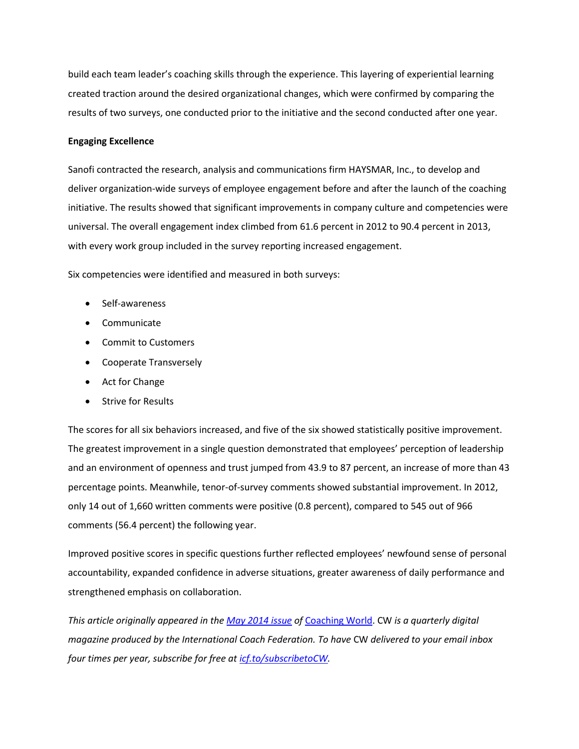build each team leader's coaching skills through the experience. This layering of experiential learning created traction around the desired organizational changes, which were confirmed by comparing the results of two surveys, one conducted prior to the initiative and the second conducted after one year.

**Engaging Excellence**

Sanofi contracted the research, analysis and communications firm HAYSMAR, Inc., to develop and deliver organization-wide surveys of employee engagement before and after the launch of the coaching initiative. The results showed that significant improvements in company culture and competencies were universal. The overall engagement index climbed from 61.6 percent in 2012 to 90.4 percent in 2013, with every work group included in the survey reporting increased engagement.

Six competencies were identified and measured in both surveys:

- Self-awareness
- Communicate
- Commit to Customers
- Cooperate Transversely
- Act for Change
- Strive for Results

The scores for all six behaviors increased, and five of the six showed statistically positive improvement. The greatest improvement in a single question demonstrated that employees' perception of leadership and an environment of openness and trust jumped from 43.9 to 87 percent, an increase of more than 43 percentage points. Meanwhile, tenor-of-survey comments showed substantial improvement. In 2012, only 14 out of 1,660 written comments were positive (0.8 percent), compared to 545 out of 966 comments (56.4 percent) the following year.

Improved positive scores in specific questions further reflected employees' newfound sense of personal accountability, expanded confidence in adverse situations, greater awareness of daily performance and strengthened emphasis on collaboration.

*This article originally appeared in the [May 2014 issue]() of [Coaching World]().* CW *is a quarterly digital magazine produced by the International Coach Federation. To have* CW *delivered to your email inbox four times per year, subscribe for free at [icf.to/subscribetoCW]().*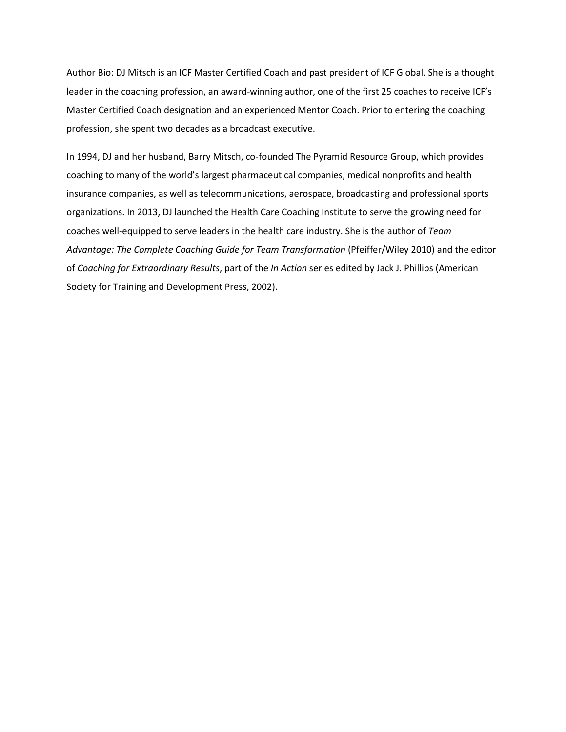Author Bio: DJ Mitsch is an ICF Master Certified Coach and past president of ICF Global. She is a thought leader in the coaching profession, an award-winning author, one of the first 25 coaches to receive ICF's Master Certified Coach designation and an experienced Mentor Coach. Prior to entering the coaching profession, she spent two decades as a broadcast executive.

In 1994, DJ and her husband, Barry Mitsch, co-founded The Pyramid Resource Group, which provides coaching to many of the world's largest pharmaceutical companies, medical nonprofits and health insurance companies, as well as telecommunications, aerospace, broadcasting and professional sports organizations. In 2013, DJ launched the Health Care Coaching Institute to serve the growing need for coaches well-equipped to serve leaders in the health care industry. She is the author of *Team Advantage: The Complete Coaching Guide for Team Transformation* (Pfeiffer/Wiley 2010) and the editor of *Coaching for Extraordinary Results*, part of the *In Action* series edited by Jack J. Phillips (American Society for Training and Development Press, 2002).